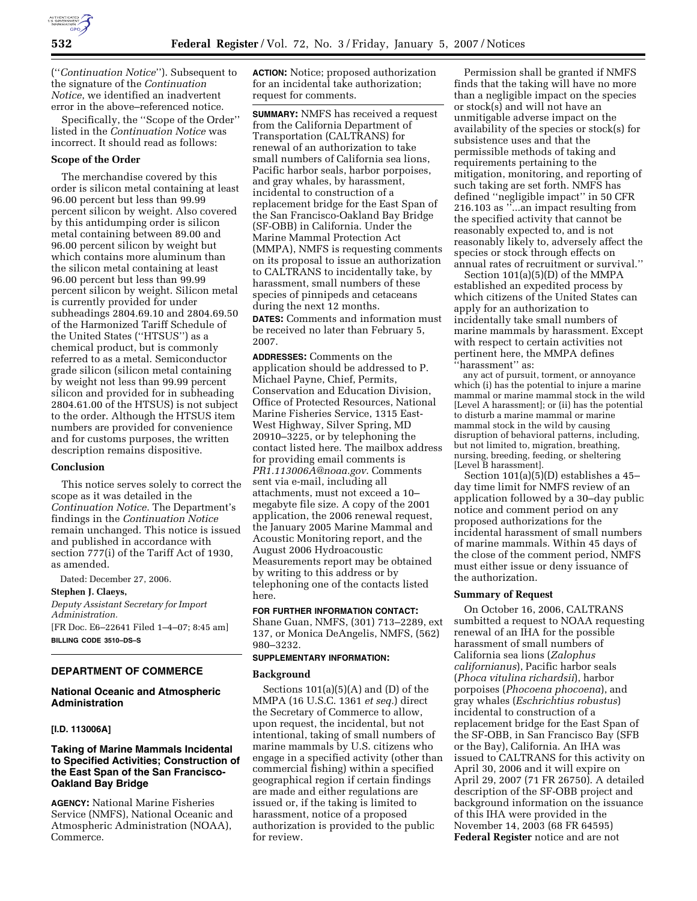(''*Continuation Notice*''). Subsequent to the signature of the *Continuation Notice*, we identified an inadvertent error in the above–referenced notice.

Specifically, the ''Scope of the Order'' listed in the *Continuation Notice* was incorrect. It should read as follows:

**Scope of the Order**

The merchandise covered by this order is silicon metal containing at least 96.00 percent but less than 99.99 percent silicon by weight. Also covered by this antidumping order is silicon metal containing between 89.00 and 96.00 percent silicon by weight but which contains more aluminum than the silicon metal containing at least 96.00 percent but less than 99.99 percent silicon by weight. Silicon metal is currently provided for under subheadings 2804.69.10 and 2804.69.50 of the Harmonized Tariff Schedule of the United States (''HTSUS'') as a chemical product, but is commonly referred to as a metal. Semiconductor grade silicon (silicon metal containing by weight not less than 99.99 percent silicon and provided for in subheading 2804.61.00 of the HTSUS) is not subject to the order. Although the HTSUS item numbers are provided for convenience and for customs purposes, the written description remains dispositive.

**Conclusion**

This notice serves solely to correct the scope as it was detailed in the *Continuation Notice*. The Department's findings in the *Continuation Notice* remain unchanged. This notice is issued and published in accordance with section 777(i) of the Tariff Act of 1930, as amended.

Dated: December 27, 2006.

**Stephen J. Claeys,**

*Deputy Assistant Secretary for Import Administration.*

[FR Doc. E6–22641 Filed 1–4–07; 8:45 am]

**BILLING CODE 3510–DS–S**

## DEPARTMENT OF COMMERCE

### National Oceanic and Atmospheric Administration

**[I.D. 113006A]**

### Taking of Marine Mammals Incidental to Specified Activities; Construction of the East Span of the San Francisco-Oakland Bay Bridge

**AGENCY:** National Marine Fisheries Service (NMFS), National Oceanic and Atmospheric Administration (NOAA), Commerce.

**ACTION:** Notice; proposed authorization for an incidental take authorization; request for comments.

**SUMMARY:** NMFS has received a request from the California Department of Transportation (CALTRANS) for renewal of an authorization to take small numbers of California sea lions, Pacific harbor seals, harbor porpoises, and gray whales, by harassment, incidental to construction of a replacement bridge for the East Span of the San Francisco-Oakland Bay Bridge (SF-OBB) in California. Under the Marine Mammal Protection Act (MMPA), NMFS is requesting comments on its proposal to issue an authorization to CALTRANS to incidentally take, by harassment, small numbers of these species of pinnipeds and cetaceans during the next 12 months.

**DATES:** Comments and information must be received no later than February 5, 2007.

**ADDRESSES:** Comments on the application should be addressed to P. Michael Payne, Chief, Permits, Conservation and Education Division, Office of Protected Resources, National Marine Fisheries Service, 1315 East-West Highway, Silver Spring, MD 20910–3225, or by telephoning the contact listed here. The mailbox address for providing email comments is *PR1.113006A@noaa.gov*. Comments sent via e-mail, including all attachments, must not exceed a 10–megabyte file size. A copy of the 2001 application, the 2006 renewal request, the January 2005 Marine Mammal and Acoustic Monitoring report, and the August 2006 Hydroacoustic Measurements report may be obtained by writing to this address or by telephoning one of the contacts listed here.

**FOR FURTHER INFORMATION CONTACT:** Shane Guan, NMFS, (301) 713–2289, ext 137, or Monica DeAngelis, NMFS, (562) 980–3232.

**SUPPLEMENTARY INFORMATION:**

**Background**

Sections 101(a)(5)(A) and (D) of the MMPA (16 U.S.C. 1361 *et seq.*) direct the Secretary of Commerce to allow, upon request, the incidental, but not intentional, taking of small numbers of marine mammals by U.S. citizens who engage in a specified activity (other than commercial fishing) within a specified geographical region if certain findings are made and either regulations are issued or, if the taking is limited to harassment, notice of a proposed authorization is provided to the public for review.

Permission shall be granted if NMFS finds that the taking will have no more than a negligible impact on the species or stock(s) and will not have an unmitigable adverse impact on the availability of the species or stock(s) for subsistence uses and that the permissible methods of taking and requirements pertaining to the mitigation, monitoring, and reporting of such taking are set forth. NMFS has defined ''negligible impact'' in 50 CFR 216.103 as ''...an impact resulting from the specified activity that cannot be reasonably expected to, and is not reasonably likely to, adversely affect the species or stock through effects on annual rates of recruitment or survival.''

Section 101(a)(5)(D) of the MMPA established an expedited process by which citizens of the United States can apply for an authorization to incidentally take small numbers of marine mammals by harassment. Except with respect to certain activities not pertinent here, the MMPA defines ''harassment'' as:

> any act of pursuit, torment, or annoyance which (i) has the potential to injure a marine mammal or marine mammal stock in the wild [Level A harassment]; or (ii) has the potential to disturb a marine mammal or marine mammal stock in the wild by causing disruption of behavioral patterns, including, but not limited to, migration, breathing, nursing, breeding, feeding, or sheltering [Level B harassment].

Section 101(a)(5)(D) establishes a 45–day time limit for NMFS review of an application followed by a 30–day public notice and comment period on any proposed authorizations for the incidental harassment of small numbers of marine mammals. Within 45 days of the close of the comment period, NMFS must either issue or deny issuance of the authorization.

**Summary of Request**

On October 16, 2006, CALTRANS sumbitted a request to NOAA requesting renewal of an IHA for the possible harassment of small numbers of California sea lions (*Zalophus californianus*), Pacific harbor seals (*Phoca vitulina richardsii*), harbor porpoises (*Phocoena phocoena*), and gray whales (*Eschrichtius robustus*) incidental to construction of a replacement bridge for the East Span of the SF-OBB, in San Francisco Bay (SFB or the Bay), California. An IHA was issued to CALTRANS for this activity on April 30, 2006 and it will expire on April 29, 2007 (71 FR 26750). A detailed description of the SF-OBB project and background information on the issuance of this IHA were provided in the November 14, 2003 (68 FR 64595) **Federal Register** notice and are not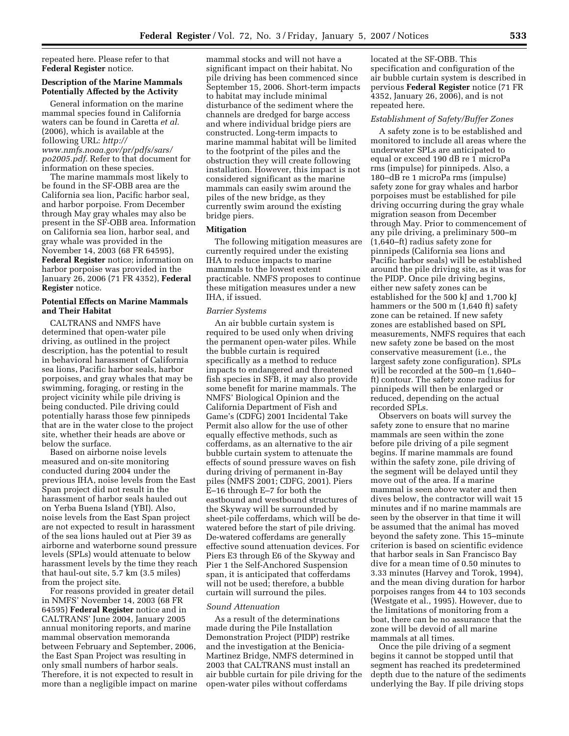repeated here. Please refer to that **Federal Register** notice.

**Description of the Marine Mammals Potentially Affected by the Activity**

General information on the marine mammal species found in California waters can be found in Caretta *et al.* (2006), which is available at the following URL: *http://www.nmfs.noaa.gov/pr/pdfs/sars/po2005.pdf*. Refer to that document for information on these species.

The marine mammals most likely to be found in the SF-OBB area are the California sea lion, Pacific harbor seal, and harbor porpoise. From December through May gray whales may also be present in the SF-OBB area. Information on California sea lion, harbor seal, and gray whale was provided in the November 14, 2003 (68 FR 64595), **Federal Register** notice; information on harbor porpoise was provided in the January 26, 2006 (71 FR 4352), **Federal Register** notice.

**Potential Effects on Marine Mammals and Their Habitat**

CALTRANS and NMFS have determined that open-water pile driving, as outlined in the project description, has the potential to result in behavioral harassment of California sea lions, Pacific harbor seals, harbor porpoises, and gray whales that may be swimming, foraging, or resting in the project vicinity while pile driving is being conducted. Pile driving could potentially harass those few pinnipeds that are in the water close to the project site, whether their heads are above or below the surface.

Based on airborne noise levels measured and on-site monitoring conducted during 2004 under the previous IHA, noise levels from the East Span project did not result in the harassment of harbor seals hauled out on Yerba Buena Island (YBI). Also, noise levels from the East Span project are not expected to result in harassment of the sea lions hauled out at Pier 39 as airborne and waterborne sound pressure levels (SPLs) would attenuate to below harassment levels by the time they reach that haul-out site, 5.7 km (3.5 miles) from the project site.

For reasons provided in greater detail in NMFS' November 14, 2003 (68 FR 64595) **Federal Register** notice and in CALTRANS' June 2004, January 2005 annual monitoring reports, and marine mammal observation memoranda between February and September, 2006, the East Span Project was resulting in only small numbers of harbor seals. Therefore, it is not expected to result in more than a negligible impact on marine mammal stocks and will not have a significant impact on their habitat. No pile driving has been commenced since September 15, 2006. Short-term impacts to habitat may include minimal disturbance of the sediment where the channels are dredged for barge access and where individual bridge piers are constructed. Long-term impacts to marine mammal habitat will be limited to the footprint of the piles and the obstruction they will create following installation. However, this impact is not considered significant as the marine mammals can easily swim around the piles of the new bridge, as they currently swim around the existing bridge piers.

**Mitigation**

The following mitigation measures are currently required under the existing IHA to reduce impacts to marine mammals to the lowest extent practicable. NMFS proposes to continue these mitigation measures under a new IHA, if issued.

*Barrier Systems*

An air bubble curtain system is required to be used only when driving the permanent open-water piles. While the bubble curtain is required specifically as a method to reduce impacts to endangered and threatened fish species in SFB, it may also provide some benefit for marine mammals. The NMFS' Biological Opinion and the California Department of Fish and Game's (CDFG) 2001 Incidental Take Permit also allow for the use of other equally effective methods, such as cofferdams, as an alternative to the air bubble curtain system to attenuate the effects of sound pressure waves on fish during driving of permanent in-Bay piles (NMFS 2001; CDFG, 2001). Piers E–16 through E–7 for both the eastbound and westbound structures of the Skyway will be surrounded by sheet-pile cofferdams, which will be de-watered before the start of pile driving. De-watered cofferdams are generally effective sound attenuation devices. For Piers E3 through E6 of the Skyway and Pier 1 the Self-Anchored Suspension span, it is anticipated that cofferdams will not be used; therefore, a bubble curtain will surround the piles.

*Sound Attenuation*

As a result of the determinations made during the Pile Installation Demonstration Project (PIDP) restrike and the investigation at the Benicia-Martinez Bridge, NMFS determined in 2003 that CALTRANS must install an air bubble curtain for pile driving for the open-water piles without cofferdams located at the SF-OBB. This specification and configuration of the air bubble curtain system is described in pervious **Federal Register** notice (71 FR 4352, January 26, 2006), and is not repeated here.

*Establishment of Safety/Buffer Zones*

A safety zone is to be established and monitored to include all areas where the underwater SPLs are anticipated to equal or exceed 190 dB re 1 microPa rms (impulse) for pinnipeds. Also, a 180–dB re 1 microPa rms (impulse) safety zone for gray whales and harbor porpoises must be established for pile driving occurring during the gray whale migration season from December through May. Prior to commencement of any pile driving, a preliminary 500–m (1,640–ft) radius safety zone for pinnipeds (California sea lions and Pacific harbor seals) will be established around the pile driving site, as it was for the PIDP. Once pile driving begins, either new safety zones can be established for the 500 kJ and 1,700 kJ hammers or the 500 m (1,640 ft) safety zone can be retained. If new safety zones are established based on SPL measurements, NMFS requires that each new safety zone be based on the most conservative measurement (i.e., the largest safety zone configuration). SPLs will be recorded at the 500–m (1,640–ft) contour. The safety zone radius for pinnipeds will then be enlarged or reduced, depending on the actual recorded SPLs.

Observers on boats will survey the safety zone to ensure that no marine mammals are seen within the zone before pile driving of a pile segment begins. If marine mammals are found within the safety zone, pile driving of the segment will be delayed until they move out of the area. If a marine mammal is seen above water and then dives below, the contractor will wait 15 minutes and if no marine mammals are seen by the observer in that time it will be assumed that the animal has moved beyond the safety zone. This 15–minute criterion is based on scientific evidence that harbor seals in San Francisco Bay dive for a mean time of 0.50 minutes to 3.33 minutes (Harvey and Torok, 1994), and the mean diving duration for harbor porpoises ranges from 44 to 103 seconds (Westgate et al., 1995). However, due to the limitations of monitoring from a boat, there can be no assurance that the zone will be devoid of all marine mammals at all times.

Once the pile driving of a segment begins it cannot be stopped until that segment has reached its predetermined depth due to the nature of the sediments underlying the Bay. If pile driving stops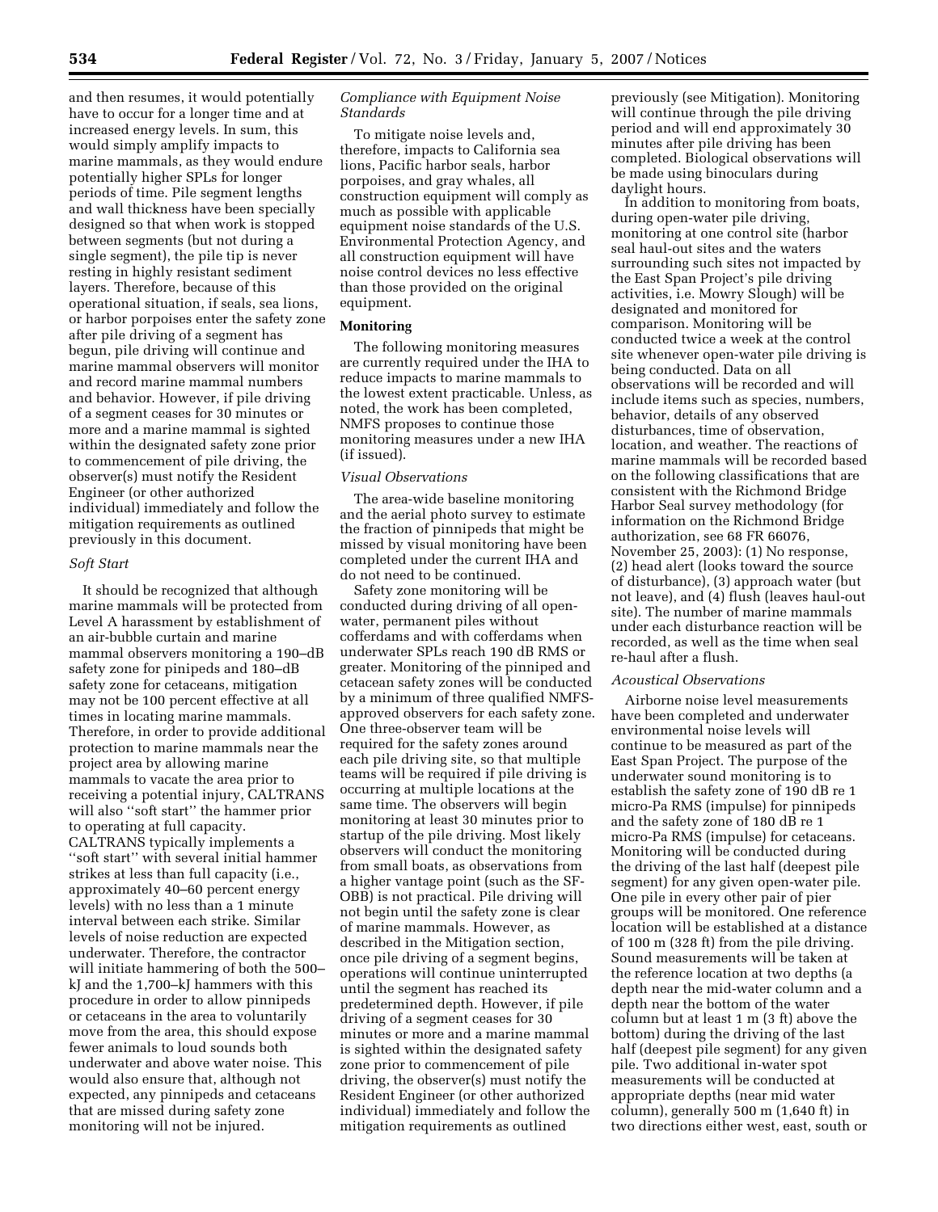and then resumes, it would potentially have to occur for a longer time and at increased energy levels. In sum, this would simply amplify impacts to marine mammals, as they would endure potentially higher SPLs for longer periods of time. Pile segment lengths and wall thickness have been specially designed so that when work is stopped between segments (but not during a single segment), the pile tip is never resting in highly resistant sediment layers. Therefore, because of this operational situation, if seals, sea lions, or harbor porpoises enter the safety zone after pile driving of a segment has begun, pile driving will continue and marine mammal observers will monitor and record marine mammal numbers and behavior. However, if pile driving of a segment ceases for 30 minutes or more and a marine mammal is sighted within the designated safety zone prior to commencement of pile driving, the observer(s) must notify the Resident Engineer (or other authorized individual) immediately and follow the mitigation requirements as outlined previously in this document.

*Soft Start*

It should be recognized that although marine mammals will be protected from Level A harassment by establishment of an air-bubble curtain and marine mammal observers monitoring a 190–dB safety zone for pinipeds and 180–dB safety zone for cetaceans, mitigation may not be 100 percent effective at all times in locating marine mammals. Therefore, in order to provide additional protection to marine mammals near the project area by allowing marine mammals to vacate the area prior to receiving a potential injury, CALTRANS will also ''soft start'' the hammer prior to operating at full capacity. CALTRANS typically implements a ''soft start'' with several initial hammer strikes at less than full capacity (i.e., approximately 40–60 percent energy levels) with no less than a 1 minute interval between each strike. Similar levels of noise reduction are expected underwater. Therefore, the contractor will initiate hammering of both the 500–kJ and the 1,700–kJ hammers with this procedure in order to allow pinnipeds or cetaceans in the area to voluntarily move from the area, this should expose fewer animals to loud sounds both underwater and above water noise. This would also ensure that, although not expected, any pinnipeds and cetaceans that are missed during safety zone monitoring will not be injured.

*Compliance with Equipment Noise Standards*

To mitigate noise levels and, therefore, impacts to California sea lions, Pacific harbor seals, harbor porpoises, and gray whales, all construction equipment will comply as much as possible with applicable equipment noise standards of the U.S. Environmental Protection Agency, and all construction equipment will have noise control devices no less effective than those provided on the original equipment.

**Monitoring**

The following monitoring measures are currently required under the IHA to reduce impacts to marine mammals to the lowest extent practicable. Unless, as noted, the work has been completed, NMFS proposes to continue those monitoring measures under a new IHA (if issued).

*Visual Observations*

The area-wide baseline monitoring and the aerial photo survey to estimate the fraction of pinnipeds that might be missed by visual monitoring have been completed under the current IHA and do not need to be continued.

Safety zone monitoring will be conducted during driving of all open-water, permanent piles without cofferdams and with cofferdams when underwater SPLs reach 190 dB RMS or greater. Monitoring of the pinniped and cetacean safety zones will be conducted by a minimum of three qualified NMFS-approved observers for each safety zone. One three-observer team will be required for the safety zones around each pile driving site, so that multiple teams will be required if pile driving is occurring at multiple locations at the same time. The observers will begin monitoring at least 30 minutes prior to startup of the pile driving. Most likely observers will conduct the monitoring from small boats, as observations from a higher vantage point (such as the SF-OBB) is not practical. Pile driving will not begin until the safety zone is clear of marine mammals. However, as described in the Mitigation section, once pile driving of a segment begins, operations will continue uninterrupted until the segment has reached its predetermined depth. However, if pile driving of a segment ceases for 30 minutes or more and a marine mammal is sighted within the designated safety zone prior to commencement of pile driving, the observer(s) must notify the Resident Engineer (or other authorized individual) immediately and follow the mitigation requirements as outlined previously (see Mitigation). Monitoring will continue through the pile driving period and will end approximately 30 minutes after pile driving has been completed. Biological observations will be made using binoculars during daylight hours.

In addition to monitoring from boats, during open-water pile driving, monitoring at one control site (harbor seal haul-out sites and the waters surrounding such sites not impacted by the East Span Project's pile driving activities, i.e. Mowry Slough) will be designated and monitored for comparison. Monitoring will be conducted twice a week at the control site whenever open-water pile driving is being conducted. Data on all observations will be recorded and will include items such as species, numbers, behavior, details of any observed disturbances, time of observation, location, and weather. The reactions of marine mammals will be recorded based on the following classifications that are consistent with the Richmond Bridge Harbor Seal survey methodology (for information on the Richmond Bridge authorization, see 68 FR 66076, November 25, 2003): (1) No response, (2) head alert (looks toward the source of disturbance), (3) approach water (but not leave), and (4) flush (leaves haul-out site). The number of marine mammals under each disturbance reaction will be recorded, as well as the time when seal re-haul after a flush.

*Acoustical Observations*

Airborne noise level measurements have been completed and underwater environmental noise levels will continue to be measured as part of the East Span Project. The purpose of the underwater sound monitoring is to establish the safety zone of 190 dB re 1 micro-Pa RMS (impulse) for pinnipeds and the safety zone of 180 dB re 1 micro-Pa RMS (impulse) for cetaceans. Monitoring will be conducted during the driving of the last half (deepest pile segment) for any given open-water pile. One pile in every other pair of pier groups will be monitored. One reference location will be established at a distance of 100 m (328 ft) from the pile driving. Sound measurements will be taken at the reference location at two depths (a depth near the mid-water column and a depth near the bottom of the water column but at least 1 m (3 ft) above the bottom) during the driving of the last half (deepest pile segment) for any given pile. Two additional in-water spot measurements will be conducted at appropriate depths (near mid water column), generally 500 m (1,640 ft) in two directions either west, east, south or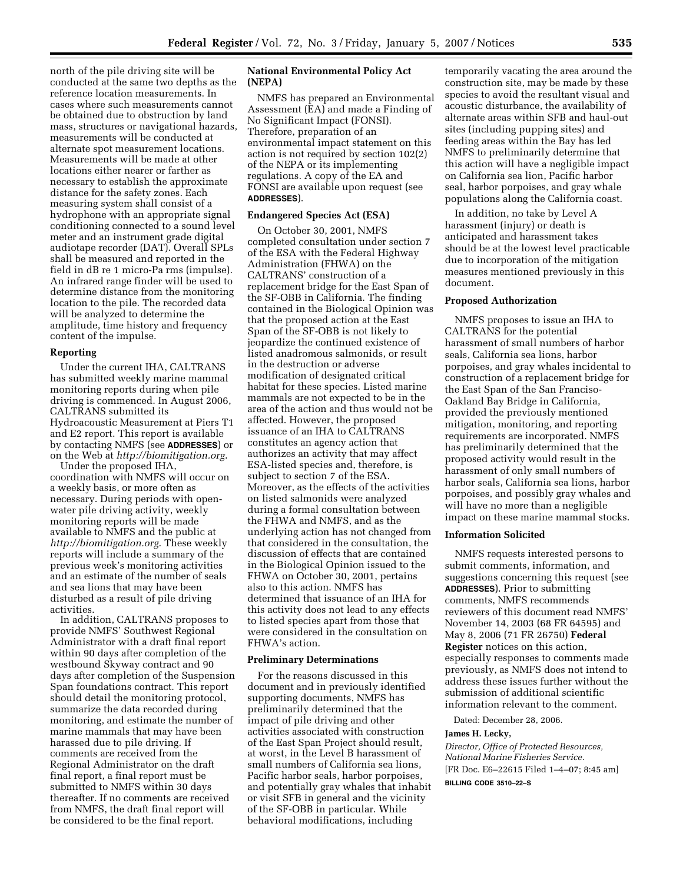north of the pile driving site will be conducted at the same two depths as the reference location measurements. In cases where such measurements cannot be obtained due to obstruction by land mass, structures or navigational hazards, measurements will be conducted at alternate spot measurement locations. Measurements will be made at other locations either nearer or farther as necessary to establish the approximate distance for the safety zones. Each measuring system shall consist of a hydrophone with an appropriate signal conditioning connected to a sound level meter and an instrument grade digital audiotape recorder (DAT). Overall SPLs shall be measured and reported in the field in dB re 1 micro-Pa rms (impulse). An infrared range finder will be used to determine distance from the monitoring location to the pile. The recorded data will be analyzed to determine the amplitude, time history and frequency content of the impulse.

### Reporting

Under the current IHA, CALTRANS has submitted weekly marine mammal monitoring reports during when pile driving is commenced. In August 2006, CALTRANS submitted its Hydroacoustic Measurement at Piers T1 and E2 report. This report is available by contacting NMFS (see **ADDRESSES**) or on the Web at *http://biomitigation.org*.

Under the proposed IHA, coordination with NMFS will occur on a weekly basis, or more often as necessary. During periods with open-water pile driving activity, weekly monitoring reports will be made available to NMFS and the public at *http://biomitigation.org*. These weekly reports will include a summary of the previous week's monitoring activities and an estimate of the number of seals and sea lions that may have been disturbed as a result of pile driving activities.

In addition, CALTRANS proposes to provide NMFS' Southwest Regional Administrator with a draft final report within 90 days after completion of the westbound Skyway contract and 90 days after completion of the Suspension Span foundations contract. This report should detail the monitoring protocol, summarize the data recorded during monitoring, and estimate the number of marine mammals that may have been harassed due to pile driving. If comments are received from the Regional Administrator on the draft final report, a final report must be submitted to NMFS within 30 days thereafter. If no comments are received from NMFS, the draft final report will be considered to be the final report.

### National Environmental Policy Act (NEPA)

NMFS has prepared an Environmental Assessment (EA) and made a Finding of No Significant Impact (FONSI). Therefore, preparation of an environmental impact statement on this action is not required by section 102(2) of the NEPA or its implementing regulations. A copy of the EA and FONSI are available upon request (see **ADDRESSES**).

### Endangered Species Act (ESA)

On October 30, 2001, NMFS completed consultation under section 7 of the ESA with the Federal Highway Administration (FHWA) on the CALTRANS' construction of a replacement bridge for the East Span of the SF-OBB in California. The finding contained in the Biological Opinion was that the proposed action at the East Span of the SF-OBB is not likely to jeopardize the continued existence of listed anadromous salmonids, or result in the destruction or adverse modification of designated critical habitat for these species. Listed marine mammals are not expected to be in the area of the action and thus would not be affected. However, the proposed issuance of an IHA to CALTRANS constitutes an agency action that authorizes an activity that may affect ESA-listed species and, therefore, is subject to section 7 of the ESA. Moreover, as the effects of the activities on listed salmonids were analyzed during a formal consultation between the FHWA and NMFS, and as the underlying action has not changed from that considered in the consultation, the discussion of effects that are contained in the Biological Opinion issued to the FHWA on October 30, 2001, pertains also to this action. NMFS has determined that issuance of an IHA for this activity does not lead to any effects to listed species apart from those that were considered in the consultation on FHWA's action.

### Preliminary Determinations

For the reasons discussed in this document and in previously identified supporting documents, NMFS has preliminarily determined that the impact of pile driving and other activities associated with construction of the East Span Project should result, at worst, in the Level B harassment of small numbers of California sea lions, Pacific harbor seals, harbor porpoises, and potentially gray whales that inhabit or visit SFB in general and the vicinity of the SF-OBB in particular. While behavioral modifications, including temporarily vacating the area around the construction site, may be made by these species to avoid the resultant visual and acoustic disturbance, the availability of alternate areas within SFB and haul-out sites (including pupping sites) and feeding areas within the Bay has led NMFS to preliminarily determine that this action will have a negligible impact on California sea lion, Pacific harbor seal, harbor porpoises, and gray whale populations along the California coast.

In addition, no take by Level A harassment (injury) or death is anticipated and harassment takes should be at the lowest level practicable due to incorporation of the mitigation measures mentioned previously in this document.

### Proposed Authorization

NMFS proposes to issue an IHA to CALTRANS for the potential harassment of small numbers of harbor seals, California sea lions, harbor porpoises, and gray whales incidental to construction of a replacement bridge for the East Span of the San Francisco-Oakland Bay Bridge in California, provided the previously mentioned mitigation, monitoring, and reporting requirements are incorporated. NMFS has preliminarily determined that the proposed activity would result in the harassment of only small numbers of harbor seals, California sea lions, harbor porpoises, and possibly gray whales and will have no more than a negligible impact on these marine mammal stocks.

### Information Solicited

NMFS requests interested persons to submit comments, information, and suggestions concerning this request (see **ADDRESSES**). Prior to submitting comments, NMFS recommends reviewers of this document read NMFS' November 14, 2003 (68 FR 64595) and May 8, 2006 (71 FR 26750) **Federal Register** notices on this action, especially responses to comments made previously, as NMFS does not intend to address these issues further without the submission of additional scientific information relevant to the comment.

Dated: December 28, 2006.

**James H. Lecky,**

*Director, Office of Protected Resources, National Marine Fisheries Service.*

[FR Doc. E6–22615 Filed 1–4–07; 8:45 am]

**BILLING CODE 3510–22–S**